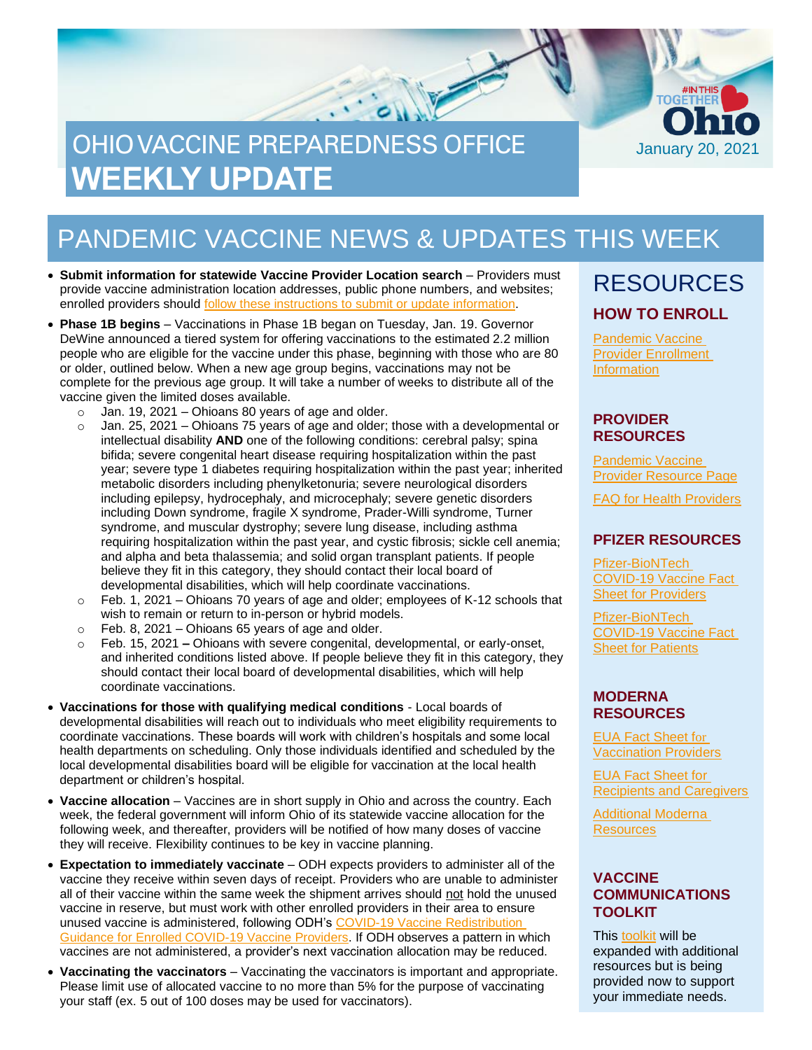# OHIO VACCINE PREPAREDNESS OFFICE WEEKLY UPDATE

January 20, 2021

## PANDEMIC VACCINE NEWS & UPDATES THIS WEEK

- **Submit information for statewide Vaccine Provider Location search** – Providers must provide vaccine administration location addresses, public phone numbers, and websites; enrolled providers should follow these instructions to submit or update information.
- **Phase 1B begins** – Vaccinations in Phase 1B began on Tuesday, Jan. 19. Governor DeWine announced a tiered system for offering vaccinations to the estimated 2.2 million people who are eligible for the vaccine under this phase, beginning with those who are 80 or older, outlined below. When a new age group begins, vaccinations may not be complete for the previous age group. It will take a number of weeks to distribute all of the vaccine given the limited doses available.
  - Jan. 19, 2021 – Ohioans 80 years of age and older.
  - Jan. 25, 2021 – Ohioans 75 years of age and older; those with a developmental or intellectual disability **AND** one of the following conditions: cerebral palsy; spina bifida; severe congenital heart disease requiring hospitalization within the past year; severe type 1 diabetes requiring hospitalization within the past year; inherited metabolic disorders including phenylketonuria; severe neurological disorders including epilepsy, hydrocephaly, and microcephaly; severe genetic disorders including Down syndrome, fragile X syndrome, Prader-Willi syndrome, Turner syndrome, and muscular dystrophy; severe lung disease, including asthma requiring hospitalization within the past year, and cystic fibrosis; sickle cell anemia; and alpha and beta thalassemia; and solid organ transplant patients. If people believe they fit in this category, they should contact their local board of developmental disabilities, which will help coordinate vaccinations.
  - Feb. 1, 2021 – Ohioans 70 years of age and older; employees of K-12 schools that wish to remain or return to in-person or hybrid models.
  - Feb. 8, 2021 – Ohioans 65 years of age and older.
  - Feb. 15, 2021 **–** Ohioans with severe congenital, developmental, or early-onset, and inherited conditions listed above. If people believe they fit in this category, they should contact their local board of developmental disabilities, which will help coordinate vaccinations.
- **Vaccinations for those with qualifying medical conditions** - Local boards of developmental disabilities will reach out to individuals who meet eligibility requirements to coordinate vaccinations. These boards will work with children's hospitals and some local health departments on scheduling. Only those individuals identified and scheduled by the local developmental disabilities board will be eligible for vaccination at the local health department or children's hospital.
- **Vaccine allocation** – Vaccines are in short supply in Ohio and across the country. Each week, the federal government will inform Ohio of its statewide vaccine allocation for the following week, and thereafter, providers will be notified of how many doses of vaccine they will receive. Flexibility continues to be key in vaccine planning.
- **Expectation to immediately vaccinate** – ODH expects providers to administer all of the vaccine they receive within seven days of receipt. Providers who are unable to administer all of their vaccine within the same week the shipment arrives should not hold the unused vaccine in reserve, but must work with other enrolled providers in their area to ensure unused vaccine is administered, following ODH's COVID-19 Vaccine Redistribution Guidance for Enrolled COVID-19 Vaccine Providers. If ODH observes a pattern in which vaccines are not administered, a provider's next vaccination allocation may be reduced.
- **Vaccinating the vaccinators** – Vaccinating the vaccinators is important and appropriate. Please limit use of allocated vaccine to no more than 5% for the purpose of vaccinating your staff (ex. 5 out of 100 doses may be used for vaccinators).

## RESOURCES

### HOW TO ENROLL

Pandemic Vaccine Provider Enrollment Information

### PROVIDER RESOURCES

Pandemic Vaccine Provider Resource Page

FAQ for Health Providers

### PFIZER RESOURCES

Pfizer-BioNTech COVID-19 Vaccine Fact Sheet for Providers

Pfizer-BioNTech COVID-19 Vaccine Fact Sheet for Patients

### MODERNA RESOURCES

EUA Fact Sheet for Vaccination Providers

EUA Fact Sheet for Recipients and Caregivers

Additional Moderna Resources

### VACCINE COMMUNICATIONS TOOLKIT

This toolkit will be expanded with additional resources but is being provided now to support your immediate needs.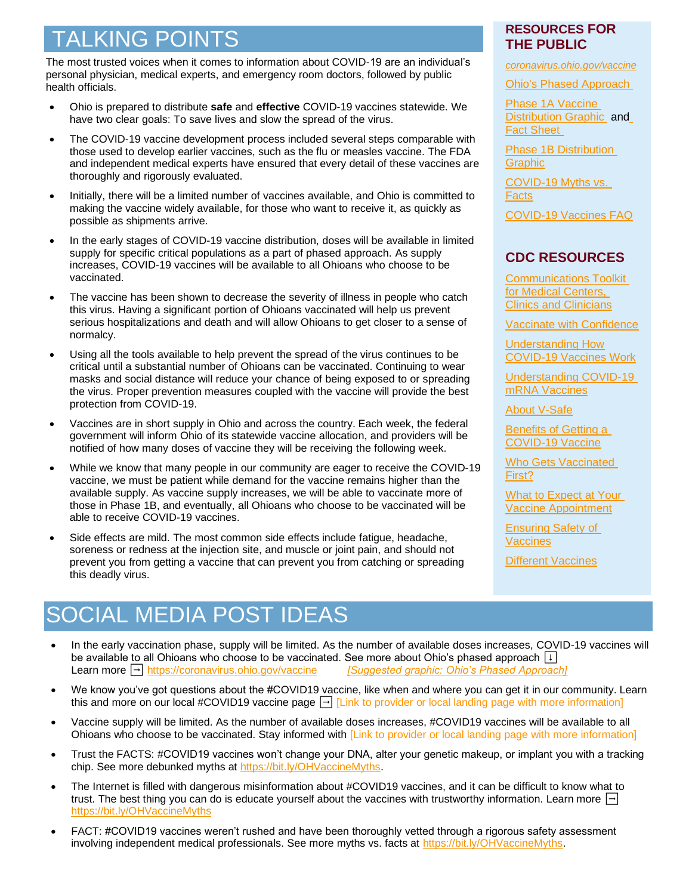# TALKING POINTS

The most trusted voices when it comes to information about COVID-19 are an individual's personal physician, medical experts, and emergency room doctors, followed by public health officials.

- Ohio is prepared to distribute **safe** and **effective** COVID-19 vaccines statewide. We have two clear goals: To save lives and slow the spread of the virus.
- The COVID-19 vaccine development process included several steps comparable with those used to develop earlier vaccines, such as the flu or measles vaccine. The FDA and independent medical experts have ensured that every detail of these vaccines are thoroughly and rigorously evaluated.
- Initially, there will be a limited number of vaccines available, and Ohio is committed to making the vaccine widely available, for those who want to receive it, as quickly as possible as shipments arrive.
- In the early stages of COVID-19 vaccine distribution, doses will be available in limited supply for specific critical populations as a part of phased approach. As supply increases, COVID-19 vaccines will be available to all Ohioans who choose to be vaccinated.
- The vaccine has been shown to decrease the severity of illness in people who catch this virus. Having a significant portion of Ohioans vaccinated will help us prevent serious hospitalizations and death and will allow Ohioans to get closer to a sense of normalcy.
- Using all the tools available to help prevent the spread of the virus continues to be critical until a substantial number of Ohioans can be vaccinated. Continuing to wear masks and social distance will reduce your chance of being exposed to or spreading the virus. Proper prevention measures coupled with the vaccine will provide the best protection from COVID-19.
- Vaccines are in short supply in Ohio and across the country. Each week, the federal government will inform Ohio of its statewide vaccine allocation, and providers will be notified of how many doses of vaccine they will be receiving the following week.
- While we know that many people in our community are eager to receive the COVID-19 vaccine, we must be patient while demand for the vaccine remains higher than the available supply. As vaccine supply increases, we will be able to vaccinate more of those in Phase 1B, and eventually, all Ohioans who choose to be vaccinated will be able to receive COVID-19 vaccines.
- Side effects are mild. The most common side effects include fatigue, headache, soreness or redness at the injection site, and muscle or joint pain, and should not prevent you from getting a vaccine that can prevent you from catching or spreading this deadly virus.

## RESOURCES FOR THE PUBLIC

*coronavirus.ohio.gov/vaccine*

Ohio's Phased Approach

Phase 1A Vaccine Distribution Graphic and Fact Sheet

Phase 1B Distribution Graphic

COVID-19 Myths vs. Facts

COVID-19 Vaccines FAQ

## CDC RESOURCES

Communications Toolkit for Medical Centers, Clinics and Clinicians

Vaccinate with Confidence

Understanding How COVID-19 Vaccines Work

Understanding COVID-19 mRNA Vaccines

About V-Safe

Benefits of Getting a COVID-19 Vaccine

Who Gets Vaccinated First?

What to Expect at Your Vaccine Appointment

Ensuring Safety of Vaccines

Different Vaccines

# SOCIAL MEDIA POST IDEAS

- In the early vaccination phase, supply will be limited. As the number of available doses increases, COVID-19 vaccines will be available to all Ohioans who choose to be vaccinated. See more about Ohio's phased approach ⬇ Learn more ➡ https://coronavirus.ohio.gov/vaccine *[Suggested graphic: Ohio's Phased Approach]*
- We know you've got questions about the #COVID19 vaccine, like when and where you can get it in our community. Learn this and more on our local #COVID19 vaccine page ➡ [Link to provider or local landing page with more information]
- Vaccine supply will be limited. As the number of available doses increases, #COVID19 vaccines will be available to all Ohioans who choose to be vaccinated. Stay informed with [Link to provider or local landing page with more information]
- Trust the FACTS: #COVID19 vaccines won't change your DNA, alter your genetic makeup, or implant you with a tracking chip. See more debunked myths at https://bit.ly/OHVaccineMyths.
- The Internet is filled with dangerous misinformation about #COVID19 vaccines, and it can be difficult to know what to trust. The best thing you can do is educate yourself about the vaccines with trustworthy information. Learn more ➡ https://bit.ly/OHVaccineMyths
- FACT: #COVID19 vaccines weren't rushed and have been thoroughly vetted through a rigorous safety assessment involving independent medical professionals. See more myths vs. facts at https://bit.ly/OHVaccineMyths.